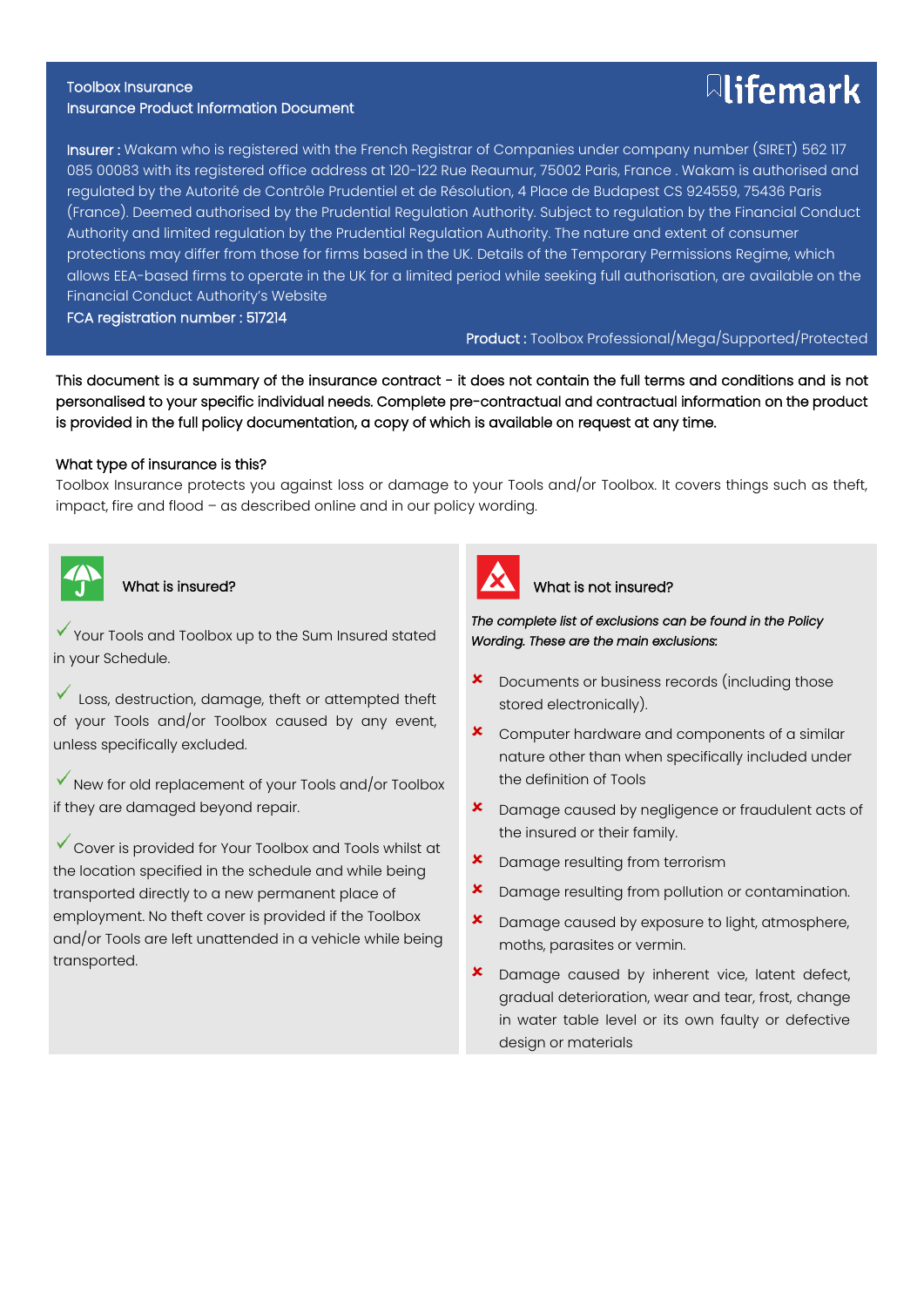Toolbox Insurance
Insurance Product Information Document

lifemark

**Insurer :** Wakam who is registered with the French Registrar of Companies under company number (SIRET) 562 117 085 00083 with its registered office address at 120-122 Rue Reaumur, 75002 Paris, France . Wakam is authorised and regulated by the Autorité de Contrôle Prudentiel et de Résolution, 4 Place de Budapest CS 924559, 75436 Paris (France). Deemed authorised by the Prudential Regulation Authority. Subject to regulation by the Financial Conduct Authority and limited regulation by the Prudential Regulation Authority. The nature and extent of consumer protections may differ from those for firms based in the UK. Details of the Temporary Permissions Regime, which allows EEA-based firms to operate in the UK for a limited period while seeking full authorisation, are available on the Financial Conduct Authority's Website
**FCA registration number : 517214**

**Product :** Toolbox Professional/Mega/Supported/Protected

This document is a summary of the insurance contract - it does not contain the full terms and conditions and is not personalised to your specific individual needs. Complete pre-contractual and contractual information on the product is provided in the full policy documentation, a copy of which is available on request at any time.

## What type of insurance is this?

Toolbox Insurance protects you against loss or damage to your Tools and/or Toolbox. It covers things such as theft, impact, fire and flood – as described online and in our policy wording.

## What is insured?

- ✓ Your Tools and Toolbox up to the Sum Insured stated in your Schedule.
- ✓ Loss, destruction, damage, theft or attempted theft of your Tools and/or Toolbox caused by any event, unless specifically excluded.
- ✓ New for old replacement of your Tools and/or Toolbox if they are damaged beyond repair.
- ✓ Cover is provided for Your Toolbox and Tools whilst at the location specified in the schedule and while being transported directly to a new permanent place of employment. No theft cover is provided if the Toolbox and/or Tools are left unattended in a vehicle while being transported.

## What is not insured?

*The complete list of exclusions can be found in the Policy Wording. These are the main exclusions:*

- ✗ Documents or business records (including those stored electronically).
- ✗ Computer hardware and components of a similar nature other than when specifically included under the definition of Tools
- ✗ Damage caused by negligence or fraudulent acts of the insured or their family.
- ✗ Damage resulting from terrorism
- ✗ Damage resulting from pollution or contamination.
- ✗ Damage caused by exposure to light, atmosphere, moths, parasites or vermin.
- ✗ Damage caused by inherent vice, latent defect, gradual deterioration, wear and tear, frost, change in water table level or its own faulty or defective design or materials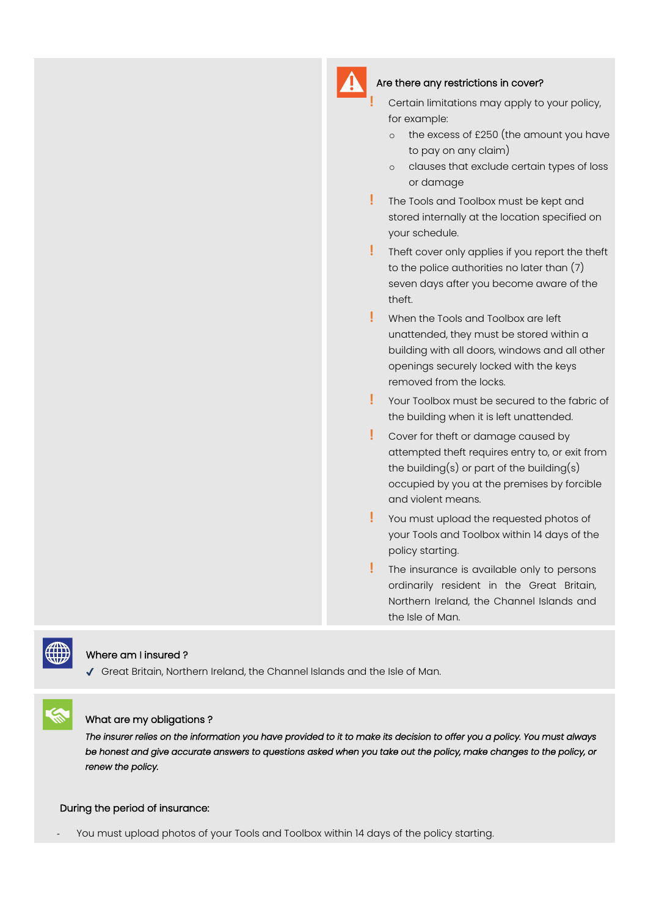## Are there any restrictions in cover?

- Certain limitations may apply to your policy, for example:
  - the excess of £250 (the amount you have to pay on any claim)
  - clauses that exclude certain types of loss or damage
- The Tools and Toolbox must be kept and stored internally at the location specified on your schedule.
- Theft cover only applies if you report the theft to the police authorities no later than (7) seven days after you become aware of the theft.
- When the Tools and Toolbox are left unattended, they must be stored within a building with all doors, windows and all other openings securely locked with the keys removed from the locks.
- Your Toolbox must be secured to the fabric of the building when it is left unattended.
- Cover for theft or damage caused by attempted theft requires entry to, or exit from the building(s) or part of the building(s) occupied by you at the premises by forcible and violent means.
- You must upload the requested photos of your Tools and Toolbox within 14 days of the policy starting.
- The insurance is available only to persons ordinarily resident in the Great Britain, Northern Ireland, the Channel Islands and the Isle of Man.

## Where am I insured ?

- ✓ Great Britain, Northern Ireland, the Channel Islands and the Isle of Man.

## What are my obligations ?

*The insurer relies on the information you have provided to it to make its decision to offer you a policy. You must always be honest and give accurate answers to questions asked when you take out the policy, make changes to the policy, or renew the policy.*

### During the period of insurance:

- You must upload photos of your Tools and Toolbox within 14 days of the policy starting.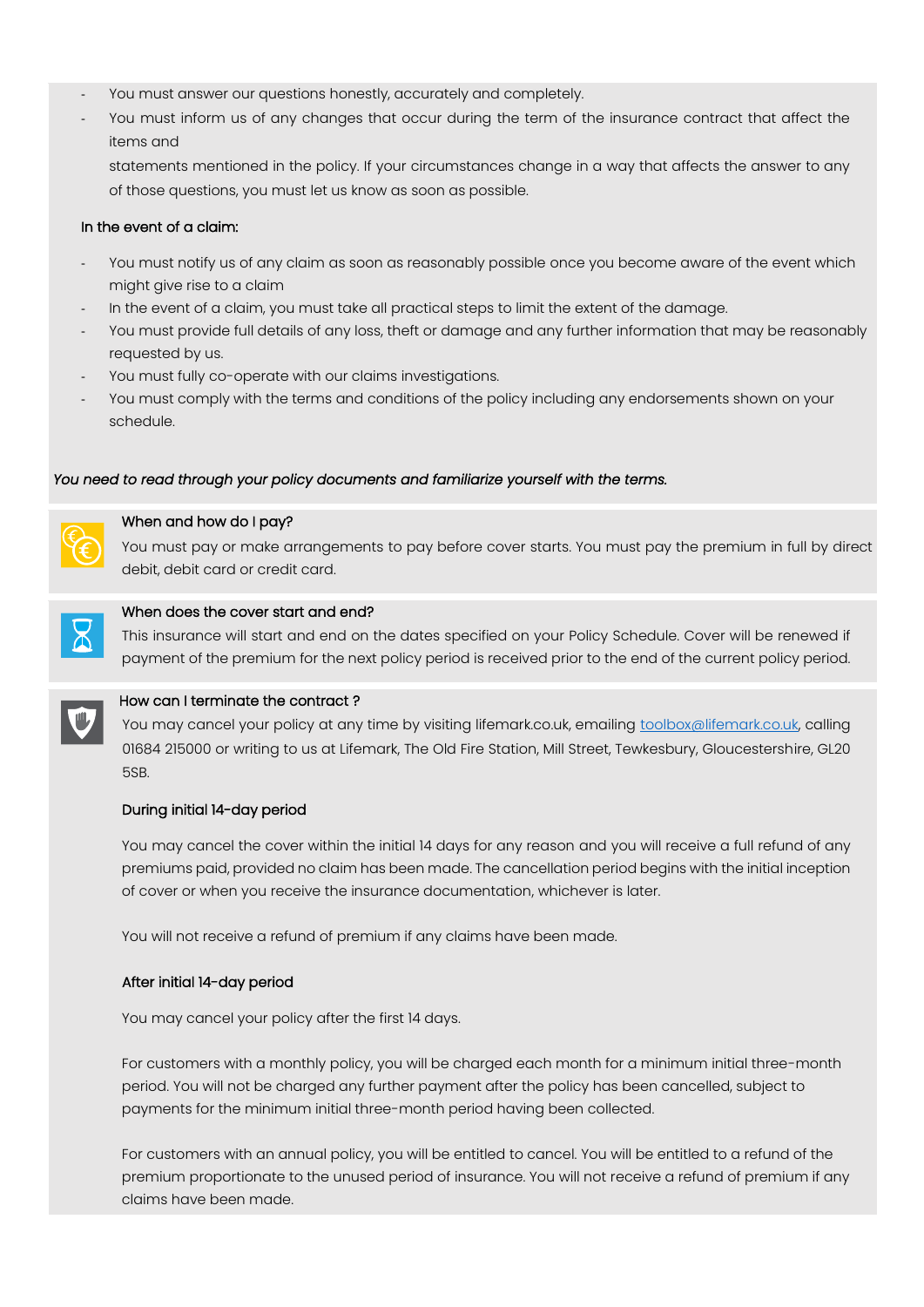- You must answer our questions honestly, accurately and completely.
- You must inform us of any changes that occur during the term of the insurance contract that affect the items and
  statements mentioned in the policy. If your circumstances change in a way that affects the answer to any of those questions, you must let us know as soon as possible.

In the event of a claim:

- You must notify us of any claim as soon as reasonably possible once you become aware of the event which might give rise to a claim
- In the event of a claim, you must take all practical steps to limit the extent of the damage.
- You must provide full details of any loss, theft or damage and any further information that may be reasonably requested by us.
- You must fully co-operate with our claims investigations.
- You must comply with the terms and conditions of the policy including any endorsements shown on your schedule.

*You need to read through your policy documents and familiarize yourself with the terms.*

### When and how do I pay?

You must pay or make arrangements to pay before cover starts. You must pay the premium in full by direct debit, debit card or credit card.

### When does the cover start and end?

This insurance will start and end on the dates specified on your Policy Schedule. Cover will be renewed if payment of the premium for the next policy period is received prior to the end of the current policy period.

### How can I terminate the contract ?

You may cancel your policy at any time by visiting lifemark.co.uk, emailing [toolbox@lifemark.co.uk](mailto:toolbox@lifemark.co.uk), calling 01684 215000 or writing to us at Lifemark, The Old Fire Station, Mill Street, Tewkesbury, Gloucestershire, GL20 5SB.

#### During initial 14-day period

You may cancel the cover within the initial 14 days for any reason and you will receive a full refund of any premiums paid, provided no claim has been made. The cancellation period begins with the initial inception of cover or when you receive the insurance documentation, whichever is later.

You will not receive a refund of premium if any claims have been made.

#### After initial 14-day period

You may cancel your policy after the first 14 days.

For customers with a monthly policy, you will be charged each month for a minimum initial three-month period. You will not be charged any further payment after the policy has been cancelled, subject to payments for the minimum initial three-month period having been collected.

For customers with an annual policy, you will be entitled to cancel. You will be entitled to a refund of the premium proportionate to the unused period of insurance. You will not receive a refund of premium if any claims have been made.